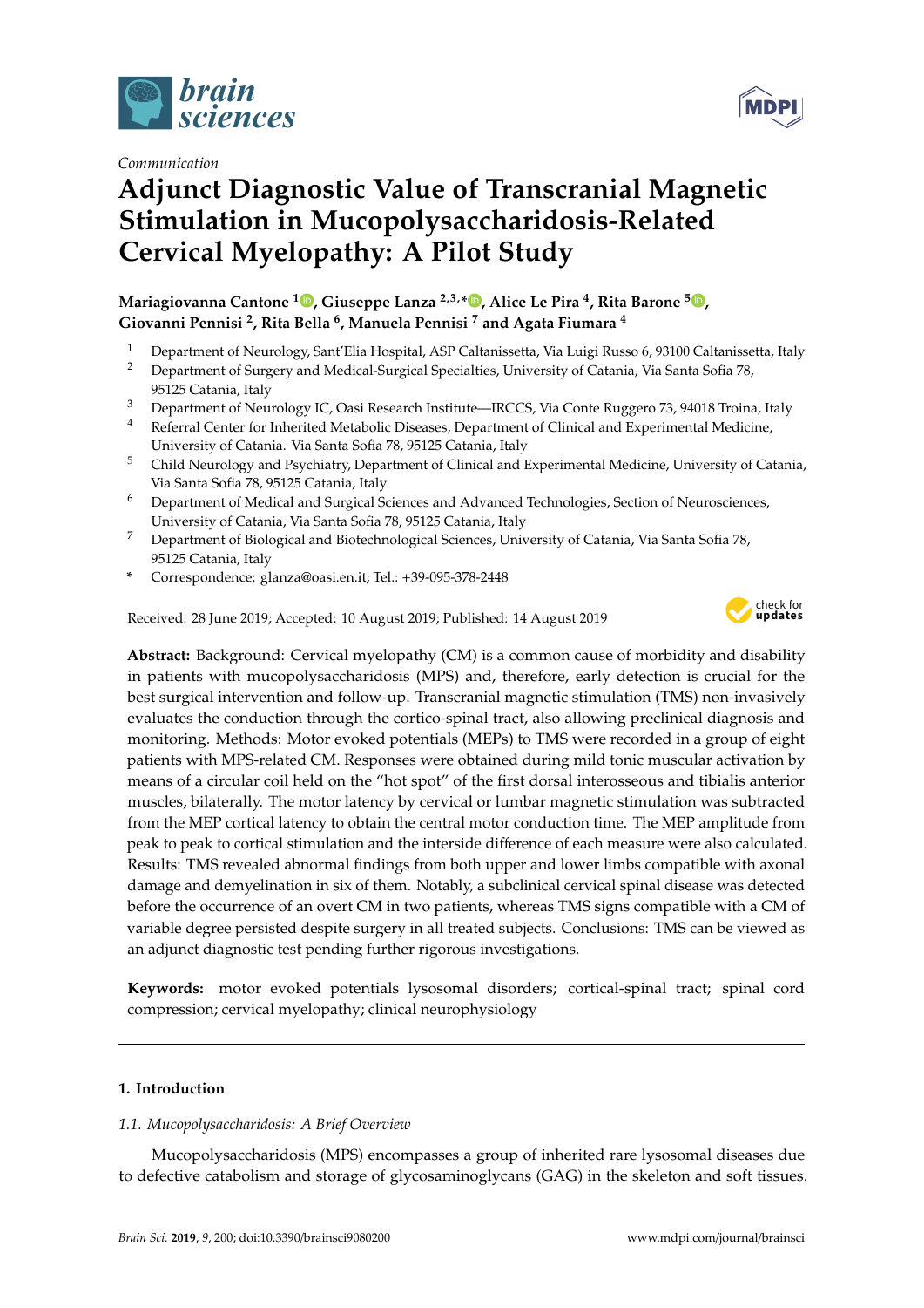Communication

# Adjunct Diagnostic Value of Transcranial Magnetic Stimulation in Mucopolysaccharidosis-Related Cervical Myelopathy: A Pilot Study

**Mariagiovanna Cantone [1], Giuseppe Lanza [2,3,*], Alice Le Pira [4], Rita Barone [5], Giovanni Pennisi [2], Rita Bella [6], Manuela Pennisi [7] and Agata Fiumara [4]**

1. Department of Neurology, Sant'Elia Hospital, ASP Caltanissetta, Via Luigi Russo 6, 93100 Caltanissetta, Italy
2. Department of Surgery and Medical-Surgical Specialties, University of Catania, Via Santa Sofia 78, 95125 Catania, Italy
3. Department of Neurology IC, Oasi Research Institute—IRCCS, Via Conte Ruggero 73, 94018 Troina, Italy
4. Referral Center for Inherited Metabolic Diseases, Department of Clinical and Experimental Medicine, University of Catania. Via Santa Sofia 78, 95125 Catania, Italy
5. Child Neurology and Psychiatry, Department of Clinical and Experimental Medicine, University of Catania, Via Santa Sofia 78, 95125 Catania, Italy
6. Department of Medical and Surgical Sciences and Advanced Technologies, Section of Neurosciences, University of Catania, Via Santa Sofia 78, 95125 Catania, Italy
7. Department of Biological and Biotechnological Sciences, University of Catania, Via Santa Sofia 78, 95125 Catania, Italy

\* Correspondence: glanza@oasi.en.it; Tel.: +39-095-378-2448

Received: 28 June 2019; Accepted: 10 August 2019; Published: 14 August 2019

**Abstract:** Background: Cervical myelopathy (CM) is a common cause of morbidity and disability in patients with mucopolysaccharidosis (MPS) and, therefore, early detection is crucial for the best surgical intervention and follow-up. Transcranial magnetic stimulation (TMS) non-invasively evaluates the conduction through the cortico-spinal tract, also allowing preclinical diagnosis and monitoring. Methods: Motor evoked potentials (MEPs) to TMS were recorded in a group of eight patients with MPS-related CM. Responses were obtained during mild tonic muscular activation by means of a circular coil held on the "hot spot" of the first dorsal interosseous and tibialis anterior muscles, bilaterally. The motor latency by cervical or lumbar magnetic stimulation was subtracted from the MEP cortical latency to obtain the central motor conduction time. The MEP amplitude from peak to peak to cortical stimulation and the interside difference of each measure were also calculated. Results: TMS revealed abnormal findings from both upper and lower limbs compatible with axonal damage and demyelination in six of them. Notably, a subclinical cervical spinal disease was detected before the occurrence of an overt CM in two patients, whereas TMS signs compatible with a CM of variable degree persisted despite surgery in all treated subjects. Conclusions: TMS can be viewed as an adjunct diagnostic test pending further rigorous investigations.

**Keywords:** motor evoked potentials lysosomal disorders; cortical-spinal tract; spinal cord compression; cervical myelopathy; clinical neurophysiology

## 1. Introduction

### 1.1. Mucopolysaccharidosis: A Brief Overview

Mucopolysaccharidosis (MPS) encompasses a group of inherited rare lysosomal diseases due to defective catabolism and storage of glycosaminoglycans (GAG) in the skeleton and soft tissues.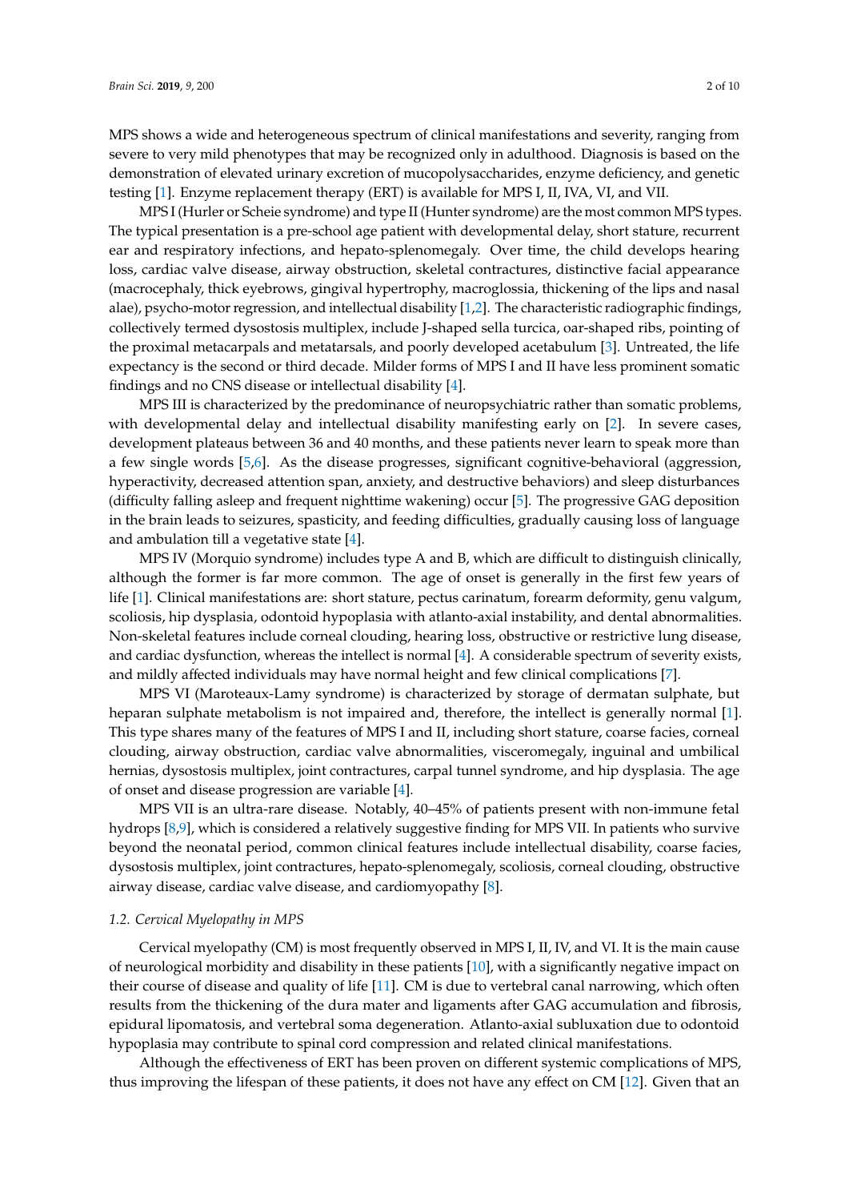MPS shows a wide and heterogeneous spectrum of clinical manifestations and severity, ranging from severe to very mild phenotypes that may be recognized only in adulthood. Diagnosis is based on the demonstration of elevated urinary excretion of mucopolysaccharides, enzyme deficiency, and genetic testing [1]. Enzyme replacement therapy (ERT) is available for MPS I, II, IVA, VI, and VII.

MPS I (Hurler or Scheie syndrome) and type II (Hunter syndrome) are the most common MPS types. The typical presentation is a pre-school age patient with developmental delay, short stature, recurrent ear and respiratory infections, and hepato-splenomegaly. Over time, the child develops hearing loss, cardiac valve disease, airway obstruction, skeletal contractures, distinctive facial appearance (macrocephaly, thick eyebrows, gingival hypertrophy, macroglossia, thickening of the lips and nasal alae), psycho-motor regression, and intellectual disability [1,2]. The characteristic radiographic findings, collectively termed dysostosis multiplex, include J-shaped sella turcica, oar-shaped ribs, pointing of the proximal metacarpals and metatarsals, and poorly developed acetabulum [3]. Untreated, the life expectancy is the second or third decade. Milder forms of MPS I and II have less prominent somatic findings and no CNS disease or intellectual disability [4].

MPS III is characterized by the predominance of neuropsychiatric rather than somatic problems, with developmental delay and intellectual disability manifesting early on [2]. In severe cases, development plateaus between 36 and 40 months, and these patients never learn to speak more than a few single words [5,6]. As the disease progresses, significant cognitive-behavioral (aggression, hyperactivity, decreased attention span, anxiety, and destructive behaviors) and sleep disturbances (difficulty falling asleep and frequent nighttime wakening) occur [5]. The progressive GAG deposition in the brain leads to seizures, spasticity, and feeding difficulties, gradually causing loss of language and ambulation till a vegetative state [4].

MPS IV (Morquio syndrome) includes type A and B, which are difficult to distinguish clinically, although the former is far more common. The age of onset is generally in the first few years of life [1]. Clinical manifestations are: short stature, pectus carinatum, forearm deformity, genu valgum, scoliosis, hip dysplasia, odontoid hypoplasia with atlanto-axial instability, and dental abnormalities. Non-skeletal features include corneal clouding, hearing loss, obstructive or restrictive lung disease, and cardiac dysfunction, whereas the intellect is normal [4]. A considerable spectrum of severity exists, and mildly affected individuals may have normal height and few clinical complications [7].

MPS VI (Maroteaux-Lamy syndrome) is characterized by storage of dermatan sulphate, but heparan sulphate metabolism is not impaired and, therefore, the intellect is generally normal [1]. This type shares many of the features of MPS I and II, including short stature, coarse facies, corneal clouding, airway obstruction, cardiac valve abnormalities, visceromegaly, inguinal and umbilical hernias, dysostosis multiplex, joint contractures, carpal tunnel syndrome, and hip dysplasia. The age of onset and disease progression are variable [4].

MPS VII is an ultra-rare disease. Notably, 40–45% of patients present with non-immune fetal hydrops [8,9], which is considered a relatively suggestive finding for MPS VII. In patients who survive beyond the neonatal period, common clinical features include intellectual disability, coarse facies, dysostosis multiplex, joint contractures, hepato-splenomegaly, scoliosis, corneal clouding, obstructive airway disease, cardiac valve disease, and cardiomyopathy [8].

### *1.2. Cervical Myelopathy in MPS*

Cervical myelopathy (CM) is most frequently observed in MPS I, II, IV, and VI. It is the main cause of neurological morbidity and disability in these patients [10], with a significantly negative impact on their course of disease and quality of life [11]. CM is due to vertebral canal narrowing, which often results from the thickening of the dura mater and ligaments after GAG accumulation and fibrosis, epidural lipomatosis, and vertebral soma degeneration. Atlanto-axial subluxation due to odontoid hypoplasia may contribute to spinal cord compression and related clinical manifestations.

Although the effectiveness of ERT has been proven on different systemic complications of MPS, thus improving the lifespan of these patients, it does not have any effect on CM [12]. Given that an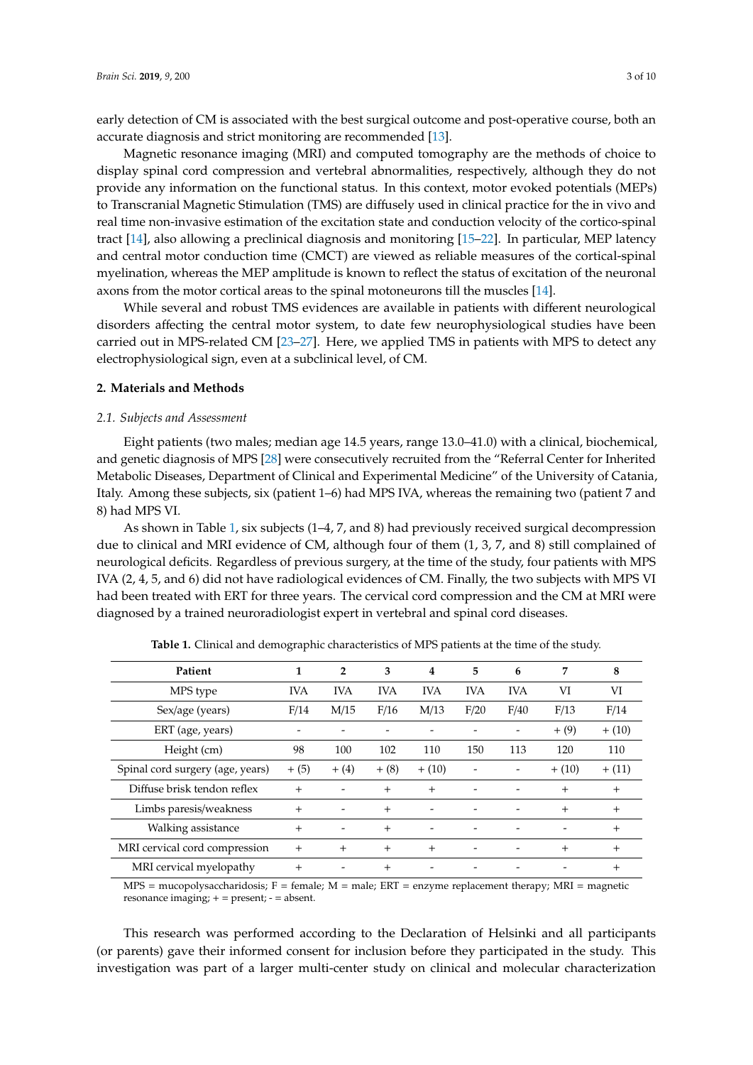early detection of CM is associated with the best surgical outcome and post-operative course, both an accurate diagnosis and strict monitoring are recommended [13].

Magnetic resonance imaging (MRI) and computed tomography are the methods of choice to display spinal cord compression and vertebral abnormalities, respectively, although they do not provide any information on the functional status. In this context, motor evoked potentials (MEPs) to Transcranial Magnetic Stimulation (TMS) are diffusely used in clinical practice for the in vivo and real time non-invasive estimation of the excitation state and conduction velocity of the cortico-spinal tract [14], also allowing a preclinical diagnosis and monitoring [15–22]. In particular, MEP latency and central motor conduction time (CMCT) are viewed as reliable measures of the cortical-spinal myelination, whereas the MEP amplitude is known to reflect the status of excitation of the neuronal axons from the motor cortical areas to the spinal motoneurons till the muscles [14].

While several and robust TMS evidences are available in patients with different neurological disorders affecting the central motor system, to date few neurophysiological studies have been carried out in MPS-related CM [23–27]. Here, we applied TMS in patients with MPS to detect any electrophysiological sign, even at a subclinical level, of CM.

## 2. Materials and Methods

### *2.1. Subjects and Assessment*

Eight patients (two males; median age 14.5 years, range 13.0–41.0) with a clinical, biochemical, and genetic diagnosis of MPS [28] were consecutively recruited from the "Referral Center for Inherited Metabolic Diseases, Department of Clinical and Experimental Medicine" of the University of Catania, Italy. Among these subjects, six (patient 1–6) had MPS IVA, whereas the remaining two (patient 7 and 8) had MPS VI.

As shown in Table 1, six subjects (1–4, 7, and 8) had previously received surgical decompression due to clinical and MRI evidence of CM, although four of them (1, 3, 7, and 8) still complained of neurological deficits. Regardless of previous surgery, at the time of the study, four patients with MPS IVA (2, 4, 5, and 6) did not have radiological evidences of CM. Finally, the two subjects with MPS VI had been treated with ERT for three years. The cervical cord compression and the CM at MRI were diagnosed by a trained neuroradiologist expert in vertebral and spinal cord diseases.

**Table 1.** Clinical and demographic characteristics of MPS patients at the time of the study.

| Patient | 1 | 2 | 3 | 4 | 5 | 6 | 7 | 8 |
|---|---|---|---|---|---|---|---|---|
| MPS type | IVA | IVA | IVA | IVA | IVA | IVA | VI | VI |
| Sex/age (years) | F/14 | M/15 | F/16 | M/13 | F/20 | F/40 | F/13 | F/14 |
| ERT (age, years) | - | - | - | - | - | - | + (9) | + (10) |
| Height (cm) | 98 | 100 | 102 | 110 | 150 | 113 | 120 | 110 |
| Spinal cord surgery (age, years) | + (5) | + (4) | + (8) | + (10) | - | - | + (10) | + (11) |
| Diffuse brisk tendon reflex | + | - | + | + | - | - | + | + |
| Limbs paresis/weakness | + | - | + | - | - | - | + | + |
| Walking assistance | + | - | + | - | - | - | - | + |
| MRI cervical cord compression | + | + | + | + | - | - | + | + |
| MRI cervical myelopathy | + | - | + | - | - | - | - | + |

MPS = mucopolysaccharidosis; F = female; M = male; ERT = enzyme replacement therapy; MRI = magnetic resonance imaging; + = present; - = absent.

This research was performed according to the Declaration of Helsinki and all participants (or parents) gave their informed consent for inclusion before they participated in the study. This investigation was part of a larger multi-center study on clinical and molecular characterization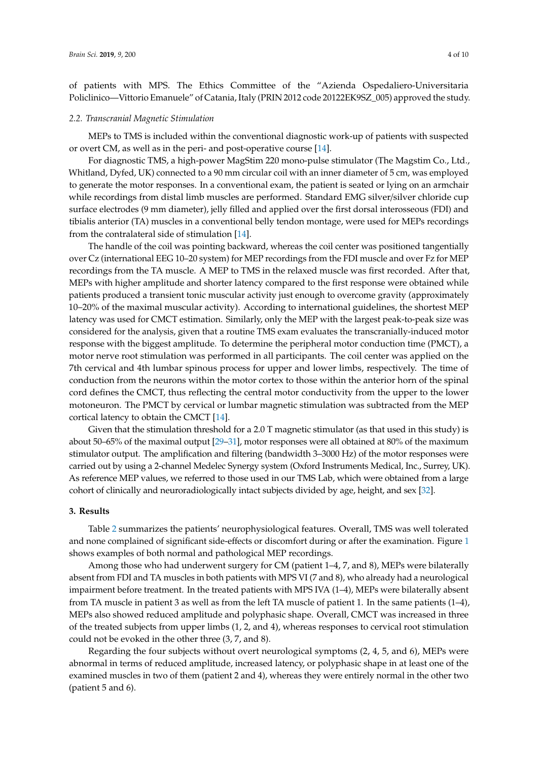of patients with MPS. The Ethics Committee of the "Azienda Ospedaliero-Universitaria Policlinico—Vittorio Emanuele" of Catania, Italy (PRIN 2012 code 20122EK9SZ_005) approved the study.

### *2.2. Transcranial Magnetic Stimulation*

MEPs to TMS is included within the conventional diagnostic work-up of patients with suspected or overt CM, as well as in the peri- and post-operative course [14].

For diagnostic TMS, a high-power MagStim 220 mono-pulse stimulator (The Magstim Co., Ltd., Whitland, Dyfed, UK) connected to a 90 mm circular coil with an inner diameter of 5 cm, was employed to generate the motor responses. In a conventional exam, the patient is seated or lying on an armchair while recordings from distal limb muscles are performed. Standard EMG silver/silver chloride cup surface electrodes (9 mm diameter), jelly filled and applied over the first dorsal interosseous (FDI) and tibialis anterior (TA) muscles in a conventional belly tendon montage, were used for MEPs recordings from the contralateral side of stimulation [14].

The handle of the coil was pointing backward, whereas the coil center was positioned tangentially over Cz (international EEG 10–20 system) for MEP recordings from the FDI muscle and over Fz for MEP recordings from the TA muscle. A MEP to TMS in the relaxed muscle was first recorded. After that, MEPs with higher amplitude and shorter latency compared to the first response were obtained while patients produced a transient tonic muscular activity just enough to overcome gravity (approximately 10–20% of the maximal muscular activity). According to international guidelines, the shortest MEP latency was used for CMCT estimation. Similarly, only the MEP with the largest peak-to-peak size was considered for the analysis, given that a routine TMS exam evaluates the transcranially-induced motor response with the biggest amplitude. To determine the peripheral motor conduction time (PMCT), a motor nerve root stimulation was performed in all participants. The coil center was applied on the 7th cervical and 4th lumbar spinous process for upper and lower limbs, respectively. The time of conduction from the neurons within the motor cortex to those within the anterior horn of the spinal cord defines the CMCT, thus reflecting the central motor conductivity from the upper to the lower motoneuron. The PMCT by cervical or lumbar magnetic stimulation was subtracted from the MEP cortical latency to obtain the CMCT [14].

Given that the stimulation threshold for a 2.0 T magnetic stimulator (as that used in this study) is about 50–65% of the maximal output [29–31], motor responses were all obtained at 80% of the maximum stimulator output. The amplification and filtering (bandwidth 3–3000 Hz) of the motor responses were carried out by using a 2-channel Medelec Synergy system (Oxford Instruments Medical, Inc., Surrey, UK). As reference MEP values, we referred to those used in our TMS Lab, which were obtained from a large cohort of clinically and neuroradiologically intact subjects divided by age, height, and sex [32].

## 3. Results

Table 2 summarizes the patients' neurophysiological features. Overall, TMS was well tolerated and none complained of significant side-effects or discomfort during or after the examination. Figure 1 shows examples of both normal and pathological MEP recordings.

Among those who had underwent surgery for CM (patient 1–4, 7, and 8), MEPs were bilaterally absent from FDI and TA muscles in both patients with MPS VI (7 and 8), who already had a neurological impairment before treatment. In the treated patients with MPS IVA (1–4), MEPs were bilaterally absent from TA muscle in patient 3 as well as from the left TA muscle of patient 1. In the same patients (1–4), MEPs also showed reduced amplitude and polyphasic shape. Overall, CMCT was increased in three of the treated subjects from upper limbs (1, 2, and 4), whereas responses to cervical root stimulation could not be evoked in the other three (3, 7, and 8).

Regarding the four subjects without overt neurological symptoms (2, 4, 5, and 6), MEPs were abnormal in terms of reduced amplitude, increased latency, or polyphasic shape in at least one of the examined muscles in two of them (patient 2 and 4), whereas they were entirely normal in the other two (patient 5 and 6).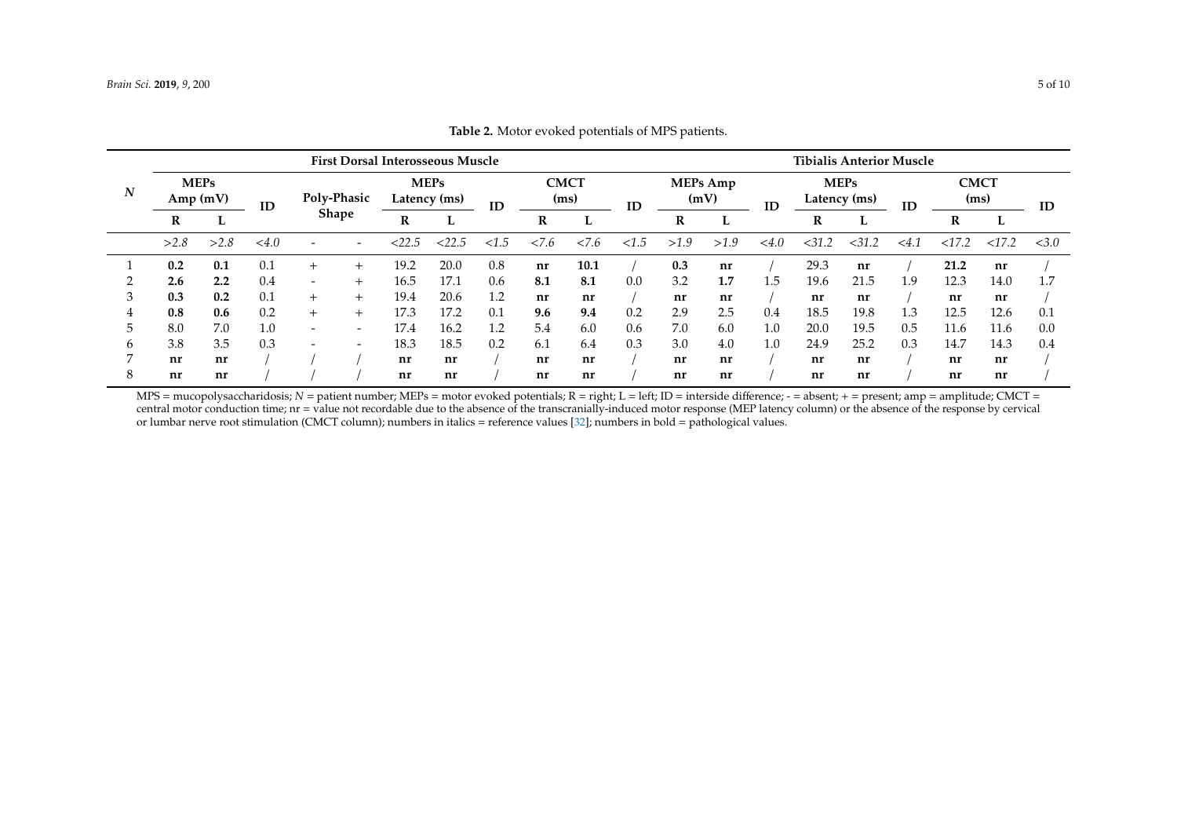**Table 2.** Motor evoked potentials of MPS patients.

| *N* | First Dorsal Interosseous Muscle | | | | | | | | | | | Tibialis Anterior Muscle | | | | | | | | |
|---|---|---|---|---|---|---|---|---|---|---|---|---|---|---|---|---|---|---|---|---|
| | MEPs Amp (mV) | | ID | Poly-Phasic Shape | | MEPs Latency (ms) | | ID | CMCT (ms) | | ID | MEPs Amp (mV) | | ID | MEPs Latency (ms) | | ID | CMCT (ms) | | ID |
| | R | L | | | | R | L | | R | L | | R | L | | R | L | | R | L | |
| | *>2.8* | *>2.8* | *<4.0* | - | - | *<22.5* | *<22.5* | *<1.5* | *<7.6* | *<7.6* | *<1.5* | *>1.9* | *>1.9* | *<4.0* | *<31.2* | *<31.2* | *<4.1* | *<17.2* | *<17.2* | *<3.0* |
| 1 | **0.2** | **0.1** | 0.1 | + | + | 19.2 | 20.0 | 0.8 | **nr** | **10.1** | / | **0.3** | **nr** | / | 29.3 | **nr** | / | **21.2** | **nr** | / |
| 2 | **2.6** | **2.2** | 0.4 | - | + | 16.5 | 17.1 | 0.6 | **8.1** | **8.1** | 0.0 | 3.2 | **1.7** | 1.5 | 19.6 | 21.5 | 1.9 | 12.3 | 14.0 | 1.7 |
| 3 | **0.3** | **0.2** | 0.1 | + | + | 19.4 | 20.6 | 1.2 | **nr** | **nr** | / | **nr** | **nr** | / | **nr** | **nr** | / | **nr** | **nr** | / |
| 4 | **0.8** | **0.6** | 0.2 | + | + | 17.3 | 17.2 | 0.1 | **9.6** | **9.4** | 0.2 | 2.9 | 2.5 | 0.4 | 18.5 | 19.8 | 1.3 | 12.5 | 12.6 | 0.1 |
| 5 | 8.0 | 7.0 | 1.0 | - | - | 17.4 | 16.2 | 1.2 | 5.4 | 6.0 | 0.6 | 7.0 | 6.0 | 1.0 | 20.0 | 19.5 | 0.5 | 11.6 | 11.6 | 0.0 |
| 6 | 3.8 | 3.5 | 0.3 | - | - | 18.3 | 18.5 | 0.2 | 6.1 | 6.4 | 0.3 | 3.0 | 4.0 | 1.0 | 24.9 | 25.2 | 0.3 | 14.7 | 14.3 | 0.4 |
| 7 | **nr** | **nr** | / | / | / | **nr** | **nr** | / | **nr** | **nr** | / | **nr** | **nr** | / | **nr** | **nr** | / | **nr** | **nr** | / |
| 8 | **nr** | **nr** | / | / | / | **nr** | **nr** | / | **nr** | **nr** | / | **nr** | **nr** | / | **nr** | **nr** | / | **nr** | **nr** | / |

MPS = mucopolysaccharidosis; *N* = patient number; MEPs = motor evoked potentials; R = right; L = left; ID = interside difference; - = absent; + = present; amp = amplitude; CMCT = central motor conduction time; nr = value not recordable due to the absence of the transcranially-induced motor response (MEP latency column) or the absence of the response by cervical or lumbar nerve root stimulation (CMCT column); numbers in italics = reference values [32]; numbers in bold = pathological values.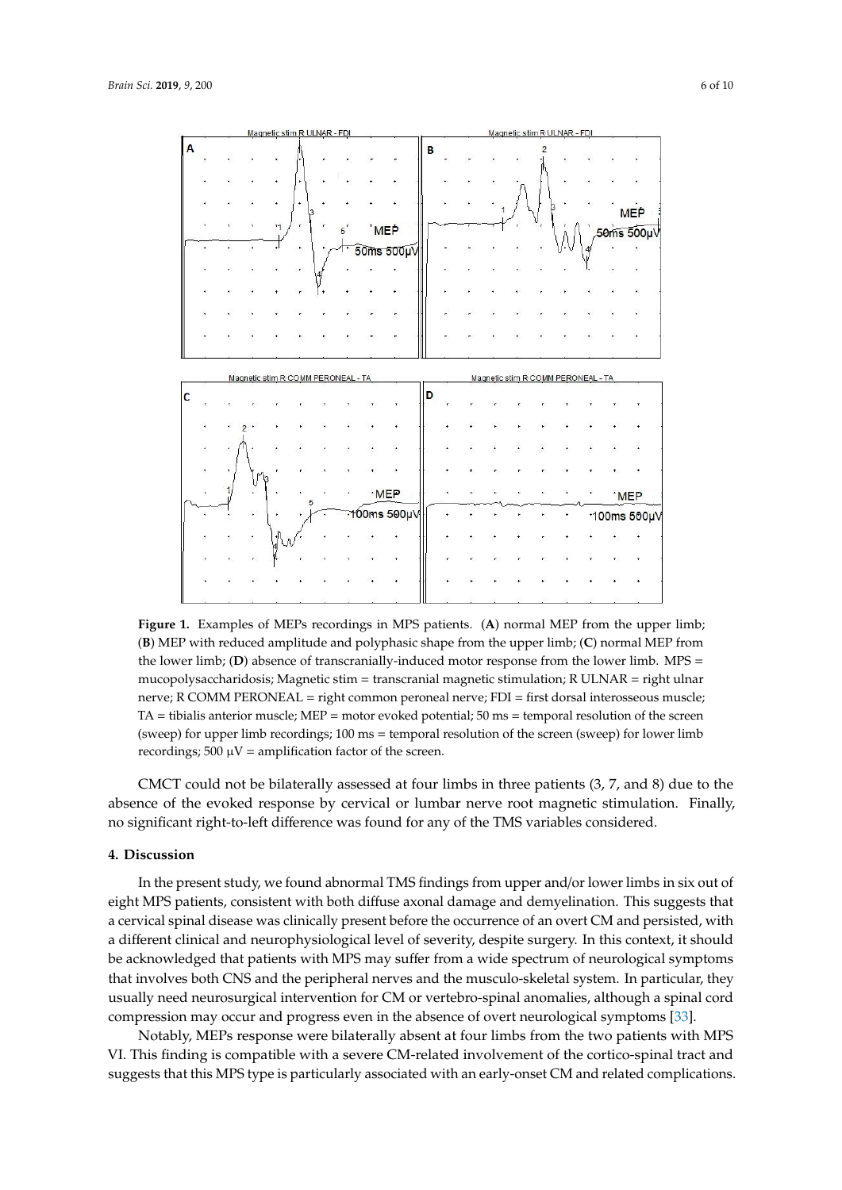**Figure 1.** Examples of MEPs recordings in MPS patients. (**A**) normal MEP from the upper limb; (**B**) MEP with reduced amplitude and polyphasic shape from the upper limb; (**C**) normal MEP from the lower limb; (**D**) absence of transcranially-induced motor response from the lower limb. MPS = mucopolysaccharidosis; Magnetic stim = transcranial magnetic stimulation; R ULNAR = right ulnar nerve; R COMM PERONEAL = right common peroneal nerve; FDI = first dorsal interosseous muscle; TA = tibialis anterior muscle; MEP = motor evoked potential; 50 ms = temporal resolution of the screen (sweep) for upper limb recordings; 100 ms = temporal resolution of the screen (sweep) for lower limb recordings; 500 µV = amplification factor of the screen.

CMCT could not be bilaterally assessed at four limbs in three patients (3, 7, and 8) due to the absence of the evoked response by cervical or lumbar nerve root magnetic stimulation. Finally, no significant right-to-left difference was found for any of the TMS variables considered.

## 4. Discussion

In the present study, we found abnormal TMS findings from upper and/or lower limbs in six out of eight MPS patients, consistent with both diffuse axonal damage and demyelination. This suggests that a cervical spinal disease was clinically present before the occurrence of an overt CM and persisted, with a different clinical and neurophysiological level of severity, despite surgery. In this context, it should be acknowledged that patients with MPS may suffer from a wide spectrum of neurological symptoms that involves both CNS and the peripheral nerves and the musculo-skeletal system. In particular, they usually need neurosurgical intervention for CM or vertebro-spinal anomalies, although a spinal cord compression may occur and progress even in the absence of overt neurological symptoms [33].

Notably, MEPs response were bilaterally absent at four limbs from the two patients with MPS VI. This finding is compatible with a severe CM-related involvement of the cortico-spinal tract and suggests that this MPS type is particularly associated with an early-onset CM and related complications.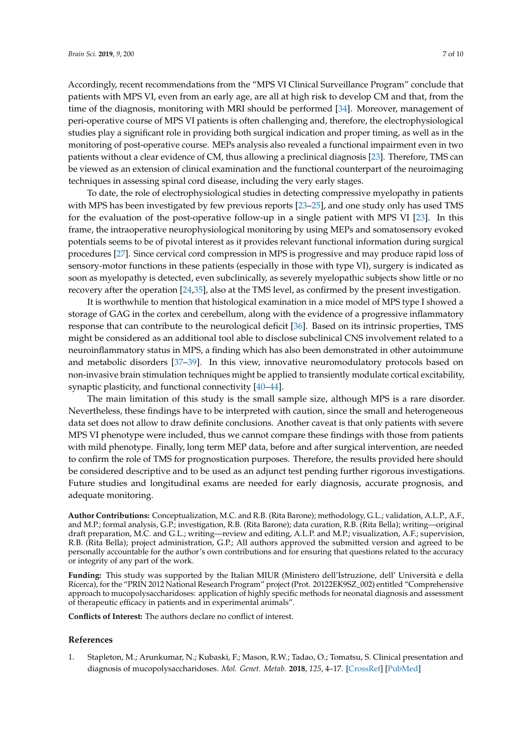Accordingly, recent recommendations from the "MPS VI Clinical Surveillance Program" conclude that patients with MPS VI, even from an early age, are all at high risk to develop CM and that, from the time of the diagnosis, monitoring with MRI should be performed [34]. Moreover, management of peri-operative course of MPS VI patients is often challenging and, therefore, the electrophysiological studies play a significant role in providing both surgical indication and proper timing, as well as in the monitoring of post-operative course. MEPs analysis also revealed a functional impairment even in two patients without a clear evidence of CM, thus allowing a preclinical diagnosis [23]. Therefore, TMS can be viewed as an extension of clinical examination and the functional counterpart of the neuroimaging techniques in assessing spinal cord disease, including the very early stages.

To date, the role of electrophysiological studies in detecting compressive myelopathy in patients with MPS has been investigated by few previous reports [23–25], and one study only has used TMS for the evaluation of the post-operative follow-up in a single patient with MPS VI [23]. In this frame, the intraoperative neurophysiological monitoring by using MEPs and somatosensory evoked potentials seems to be of pivotal interest as it provides relevant functional information during surgical procedures [27]. Since cervical cord compression in MPS is progressive and may produce rapid loss of sensory-motor functions in these patients (especially in those with type VI), surgery is indicated as soon as myelopathy is detected, even subclinically, as severely myelopathic subjects show little or no recovery after the operation [24,35], also at the TMS level, as confirmed by the present investigation.

It is worthwhile to mention that histological examination in a mice model of MPS type I showed a storage of GAG in the cortex and cerebellum, along with the evidence of a progressive inflammatory response that can contribute to the neurological deficit [36]. Based on its intrinsic properties, TMS might be considered as an additional tool able to disclose subclinical CNS involvement related to a neuroinflammatory status in MPS, a finding which has also been demonstrated in other autoimmune and metabolic disorders [37–39]. In this view, innovative neuromodulatory protocols based on non-invasive brain stimulation techniques might be applied to transiently modulate cortical excitability, synaptic plasticity, and functional connectivity [40–44].

The main limitation of this study is the small sample size, although MPS is a rare disorder. Nevertheless, these findings have to be interpreted with caution, since the small and heterogeneous data set does not allow to draw definite conclusions. Another caveat is that only patients with severe MPS VI phenotype were included, thus we cannot compare these findings with those from patients with mild phenotype. Finally, long term MEP data, before and after surgical intervention, are needed to confirm the role of TMS for prognostication purposes. Therefore, the results provided here should be considered descriptive and to be used as an adjunct test pending further rigorous investigations. Future studies and longitudinal exams are needed for early diagnosis, accurate prognosis, and adequate monitoring.

**Author Contributions:** Conceptualization, M.C. and R.B. (Rita Barone); methodology, G.L.; validation, A.L.P., A.F., and M.P.; formal analysis, G.P.; investigation, R.B. (Rita Barone); data curation, R.B. (Rita Bella); writing—original draft preparation, M.C. and G.L.; writing—review and editing, A.L.P. and M.P.; visualization, A.F.; supervision, R.B. (Rita Bella); project administration, G.P.; All authors approved the submitted version and agreed to be personally accountable for the author's own contributions and for ensuring that questions related to the accuracy or integrity of any part of the work.

**Funding:** This study was supported by the Italian MIUR (Ministero dell'Istruzione, dell' Università e della Ricerca), for the "PRIN 2012 National Research Program" project (Prot. 20122EK9SZ_002) entitled "Comprehensive approach to mucopolysaccharidoses: application of highly specific methods for neonatal diagnosis and assessment of therapeutic efficacy in patients and in experimental animals".

**Conflicts of Interest:** The authors declare no conflict of interest.

## References

1. Stapleton, M.; Arunkumar, N.; Kubaski, F.; Mason, R.W.; Tadao, O.; Tomatsu, S. Clinical presentation and diagnosis of mucopolysaccharidoses. *Mol. Genet. Metab.* **2018**, *125*, 4–17. [CrossRef] [PubMed]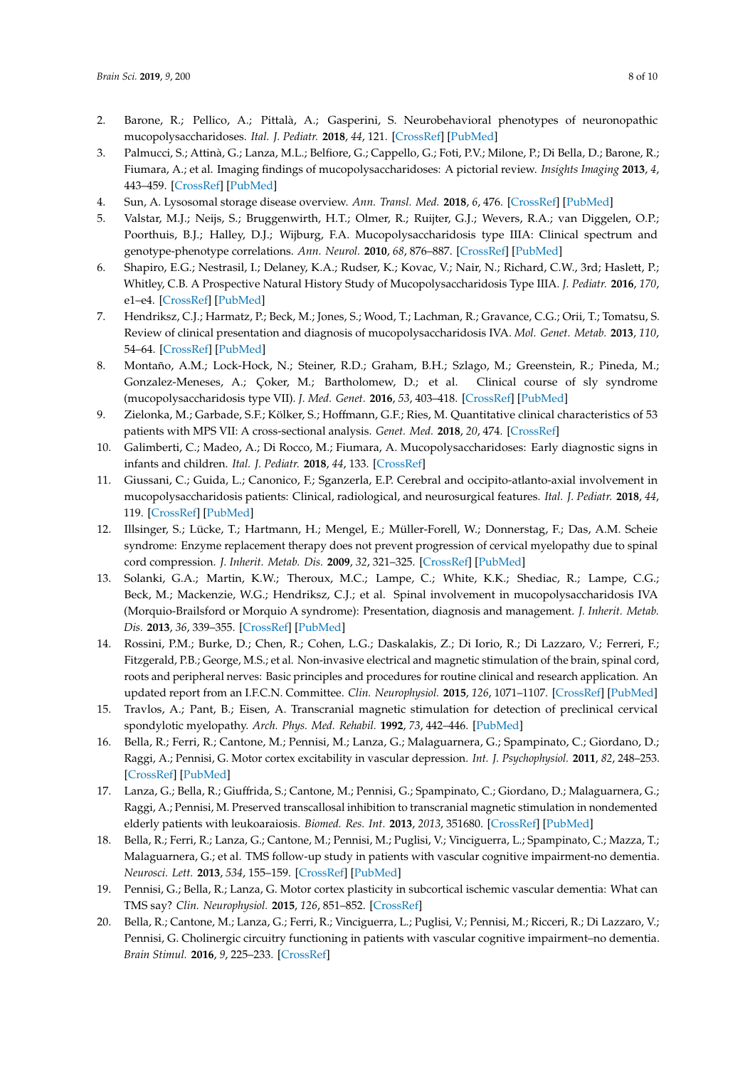2. Barone, R.; Pellico, A.; Pittalà, A.; Gasperini, S. Neurobehavioral phenotypes of neuronopathic mucopolysaccharidoses. *Ital. J. Pediatr.* **2018**, *44*, 121. [CrossRef] [PubMed]
3. Palmucci, S.; Attinà, G.; Lanza, M.L.; Belfiore, G.; Cappello, G.; Foti, P.V.; Milone, P.; Di Bella, D.; Barone, R.; Fiumara, A.; et al. Imaging findings of mucopolysaccharidoses: A pictorial review. *Insights Imaging* **2013**, *4*, 443–459. [CrossRef] [PubMed]
4. Sun, A. Lysosomal storage disease overview. *Ann. Transl. Med.* **2018**, *6*, 476. [CrossRef] [PubMed]
5. Valstar, M.J.; Neijs, S.; Bruggenwirth, H.T.; Olmer, R.; Ruijter, G.J.; Wevers, R.A.; van Diggelen, O.P.; Poorthuis, B.J.; Halley, D.J.; Wijburg, F.A. Mucopolysaccharidosis type IIIA: Clinical spectrum and genotype-phenotype correlations. *Ann. Neurol.* **2010**, *68*, 876–887. [CrossRef] [PubMed]
6. Shapiro, E.G.; Nestrasil, I.; Delaney, K.A.; Rudser, K.; Kovac, V.; Nair, N.; Richard, C.W., 3rd; Haslett, P.; Whitley, C.B. A Prospective Natural History Study of Mucopolysaccharidosis Type IIIA. *J. Pediatr.* **2016**, *170*, e1–e4. [CrossRef] [PubMed]
7. Hendriksz, C.J.; Harmatz, P.; Beck, M.; Jones, S.; Wood, T.; Lachman, R.; Gravance, C.G.; Orii, T.; Tomatsu, S. Review of clinical presentation and diagnosis of mucopolysaccharidosis IVA. *Mol. Genet. Metab.* **2013**, *110*, 54–64. [CrossRef] [PubMed]
8. Montaño, A.M.; Lock-Hock, N.; Steiner, R.D.; Graham, B.H.; Szlago, M.; Greenstein, R.; Pineda, M.; Gonzalez-Meneses, A.; Çoker, M.; Bartholomew, D.; et al. Clinical course of sly syndrome (mucopolysaccharidosis type VII). *J. Med. Genet.* **2016**, *53*, 403–418. [CrossRef] [PubMed]
9. Zielonka, M.; Garbade, S.F.; Kölker, S.; Hoffmann, G.F.; Ries, M. Quantitative clinical characteristics of 53 patients with MPS VII: A cross-sectional analysis. *Genet. Med.* **2018**, *20*, 474. [CrossRef]
10. Galimberti, C.; Madeo, A.; Di Rocco, M.; Fiumara, A. Mucopolysaccharidoses: Early diagnostic signs in infants and children. *Ital. J. Pediatr.* **2018**, *44*, 133. [CrossRef]
11. Giussani, C.; Guida, L.; Canonico, F.; Sganzerla, E.P. Cerebral and occipito-atlanto-axial involvement in mucopolysaccharidosis patients: Clinical, radiological, and neurosurgical features. *Ital. J. Pediatr.* **2018**, *44*, 119. [CrossRef] [PubMed]
12. Illsinger, S.; Lücke, T.; Hartmann, H.; Mengel, E.; Müller-Forell, W.; Donnerstag, F.; Das, A.M. Scheie syndrome: Enzyme replacement therapy does not prevent progression of cervical myelopathy due to spinal cord compression. *J. Inherit. Metab. Dis.* **2009**, *32*, 321–325. [CrossRef] [PubMed]
13. Solanki, G.A.; Martin, K.W.; Theroux, M.C.; Lampe, C.; White, K.K.; Shediac, R.; Lampe, C.G.; Beck, M.; Mackenzie, W.G.; Hendriksz, C.J.; et al. Spinal involvement in mucopolysaccharidosis IVA (Morquio-Brailsford or Morquio A syndrome): Presentation, diagnosis and management. *J. Inherit. Metab. Dis.* **2013**, *36*, 339–355. [CrossRef] [PubMed]
14. Rossini, P.M.; Burke, D.; Chen, R.; Cohen, L.G.; Daskalakis, Z.; Di Iorio, R.; Di Lazzaro, V.; Ferreri, F.; Fitzgerald, P.B.; George, M.S.; et al. Non-invasive electrical and magnetic stimulation of the brain, spinal cord, roots and peripheral nerves: Basic principles and procedures for routine clinical and research application. An updated report from an I.F.C.N. Committee. *Clin. Neurophysiol.* **2015**, *126*, 1071–1107. [CrossRef] [PubMed]
15. Travlos, A.; Pant, B.; Eisen, A. Transcranial magnetic stimulation for detection of preclinical cervical spondylotic myelopathy. *Arch. Phys. Med. Rehabil.* **1992**, *73*, 442–446. [PubMed]
16. Bella, R.; Ferri, R.; Cantone, M.; Pennisi, M.; Lanza, G.; Malaguarnera, G.; Spampinato, C.; Giordano, D.; Raggi, A.; Pennisi, G. Motor cortex excitability in vascular depression. *Int. J. Psychophysiol.* **2011**, *82*, 248–253. [CrossRef] [PubMed]
17. Lanza, G.; Bella, R.; Giuffrida, S.; Cantone, M.; Pennisi, G.; Spampinato, C.; Giordano, D.; Malaguarnera, G.; Raggi, A.; Pennisi, M. Preserved transcallosal inhibition to transcranial magnetic stimulation in nondemented elderly patients with leukoaraiosis. *Biomed. Res. Int.* **2013**, *2013*, 351680. [CrossRef] [PubMed]
18. Bella, R.; Ferri, R.; Lanza, G.; Cantone, M.; Pennisi, M.; Puglisi, V.; Vinciguerra, L.; Spampinato, C.; Mazza, T.; Malaguarnera, G.; et al. TMS follow-up study in patients with vascular cognitive impairment-no dementia. *Neurosci. Lett.* **2013**, *534*, 155–159. [CrossRef] [PubMed]
19. Pennisi, G.; Bella, R.; Lanza, G. Motor cortex plasticity in subcortical ischemic vascular dementia: What can TMS say? *Clin. Neurophysiol.* **2015**, *126*, 851–852. [CrossRef]
20. Bella, R.; Cantone, M.; Lanza, G.; Ferri, R.; Vinciguerra, L.; Puglisi, V.; Pennisi, M.; Ricceri, R.; Di Lazzaro, V.; Pennisi, G. Cholinergic circuitry functioning in patients with vascular cognitive impairment–no dementia. *Brain Stimul.* **2016**, *9*, 225–233. [CrossRef]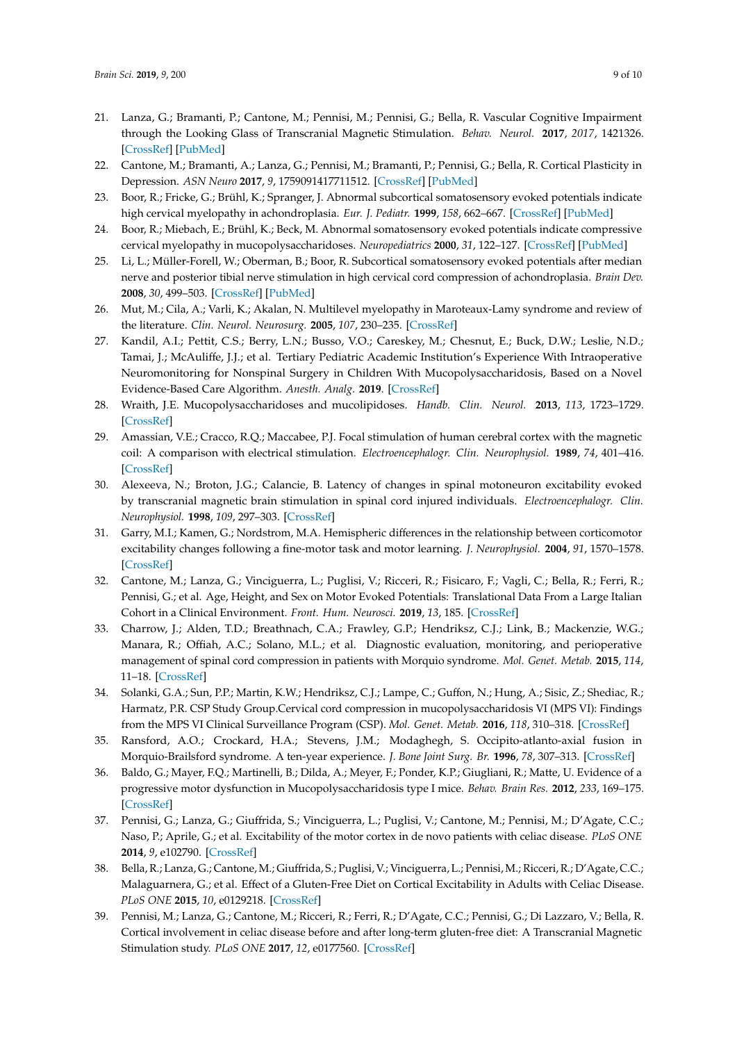21. Lanza, G.; Bramanti, P.; Cantone, M.; Pennisi, M.; Pennisi, G.; Bella, R. Vascular Cognitive Impairment through the Looking Glass of Transcranial Magnetic Stimulation. *Behav. Neurol.* **2017**, *2017*, 1421326. [CrossRef] [PubMed]
22. Cantone, M.; Bramanti, A.; Lanza, G.; Pennisi, M.; Bramanti, P.; Pennisi, G.; Bella, R. Cortical Plasticity in Depression. *ASN Neuro* **2017**, *9*, 1759091417711512. [CrossRef] [PubMed]
23. Boor, R.; Fricke, G.; Brühl, K.; Spranger, J. Abnormal subcortical somatosensory evoked potentials indicate high cervical myelopathy in achondroplasia. *Eur. J. Pediatr.* **1999**, *158*, 662–667. [CrossRef] [PubMed]
24. Boor, R.; Miebach, E.; Brühl, K.; Beck, M. Abnormal somatosensory evoked potentials indicate compressive cervical myelopathy in mucopolysaccharidoses. *Neuropediatrics* **2000**, *31*, 122–127. [CrossRef] [PubMed]
25. Li, L.; Müller-Forell, W.; Oberman, B.; Boor, R. Subcortical somatosensory evoked potentials after median nerve and posterior tibial nerve stimulation in high cervical cord compression of achondroplasia. *Brain Dev.* **2008**, *30*, 499–503. [CrossRef] [PubMed]
26. Mut, M.; Cila, A.; Varli, K.; Akalan, N. Multilevel myelopathy in Maroteaux-Lamy syndrome and review of the literature. *Clin. Neurol. Neurosurg.* **2005**, *107*, 230–235. [CrossRef]
27. Kandil, A.I.; Pettit, C.S.; Berry, L.N.; Busso, V.O.; Careskey, M.; Chesnut, E.; Buck, D.W.; Leslie, N.D.; Tamai, J.; McAuliffe, J.J.; et al. Tertiary Pediatric Academic Institution's Experience With Intraoperative Neuromonitoring for Nonspinal Surgery in Children With Mucopolysaccharidosis, Based on a Novel Evidence-Based Care Algorithm. *Anesth. Analg.* **2019**. [CrossRef]
28. Wraith, J.E. Mucopolysaccharidoses and mucolipidoses. *Handb. Clin. Neurol.* **2013**, *113*, 1723–1729. [CrossRef]
29. Amassian, V.E.; Cracco, R.Q.; Maccabee, P.J. Focal stimulation of human cerebral cortex with the magnetic coil: A comparison with electrical stimulation. *Electroencephalogr. Clin. Neurophysiol.* **1989**, *74*, 401–416. [CrossRef]
30. Alexeeva, N.; Broton, J.G.; Calancie, B. Latency of changes in spinal motoneuron excitability evoked by transcranial magnetic brain stimulation in spinal cord injured individuals. *Electroencephalogr. Clin. Neurophysiol.* **1998**, *109*, 297–303. [CrossRef]
31. Garry, M.I.; Kamen, G.; Nordstrom, M.A. Hemispheric differences in the relationship between corticomotor excitability changes following a fine-motor task and motor learning. *J. Neurophysiol.* **2004**, *91*, 1570–1578. [CrossRef]
32. Cantone, M.; Lanza, G.; Vinciguerra, L.; Puglisi, V.; Ricceri, R.; Fisicaro, F.; Vagli, C.; Bella, R.; Ferri, R.; Pennisi, G.; et al. Age, Height, and Sex on Motor Evoked Potentials: Translational Data From a Large Italian Cohort in a Clinical Environment. *Front. Hum. Neurosci.* **2019**, *13*, 185. [CrossRef]
33. Charrow, J.; Alden, T.D.; Breathnach, C.A.; Frawley, G.P.; Hendriksz, C.J.; Link, B.; Mackenzie, W.G.; Manara, R.; Offiah, A.C.; Solano, M.L.; et al. Diagnostic evaluation, monitoring, and perioperative management of spinal cord compression in patients with Morquio syndrome. *Mol. Genet. Metab.* **2015**, *114*, 11–18. [CrossRef]
34. Solanki, G.A.; Sun, P.P.; Martin, K.W.; Hendriksz, C.J.; Lampe, C.; Guffon, N.; Hung, A.; Sisic, Z.; Shediac, R.; Harmatz, P.R. CSP Study Group.Cervical cord compression in mucopolysaccharidosis VI (MPS VI): Findings from the MPS VI Clinical Surveillance Program (CSP). *Mol. Genet. Metab.* **2016**, *118*, 310–318. [CrossRef]
35. Ransford, A.O.; Crockard, H.A.; Stevens, J.M.; Modaghegh, S. Occipito-atlanto-axial fusion in Morquio-Brailsford syndrome. A ten-year experience. *J. Bone Joint Surg. Br.* **1996**, *78*, 307–313. [CrossRef]
36. Baldo, G.; Mayer, F.Q.; Martinelli, B.; Dilda, A.; Meyer, F.; Ponder, K.P.; Giugliani, R.; Matte, U. Evidence of a progressive motor dysfunction in Mucopolysaccharidosis type I mice. *Behav. Brain Res.* **2012**, *233*, 169–175. [CrossRef]
37. Pennisi, G.; Lanza, G.; Giuffrida, S.; Vinciguerra, L.; Puglisi, V.; Cantone, M.; Pennisi, M.; D'Agate, C.C.; Naso, P.; Aprile, G.; et al. Excitability of the motor cortex in de novo patients with celiac disease. *PLoS ONE* **2014**, *9*, e102790. [CrossRef]
38. Bella, R.; Lanza, G.; Cantone, M.; Giuffrida, S.; Puglisi, V.; Vinciguerra, L.; Pennisi, M.; Ricceri, R.; D'Agate, C.C.; Malaguarnera, G.; et al. Effect of a Gluten-Free Diet on Cortical Excitability in Adults with Celiac Disease. *PLoS ONE* **2015**, *10*, e0129218. [CrossRef]
39. Pennisi, M.; Lanza, G.; Cantone, M.; Ricceri, R.; Ferri, R.; D'Agate, C.C.; Pennisi, G.; Di Lazzaro, V.; Bella, R. Cortical involvement in celiac disease before and after long-term gluten-free diet: A Transcranial Magnetic Stimulation study. *PLoS ONE* **2017**, *12*, e0177560. [CrossRef]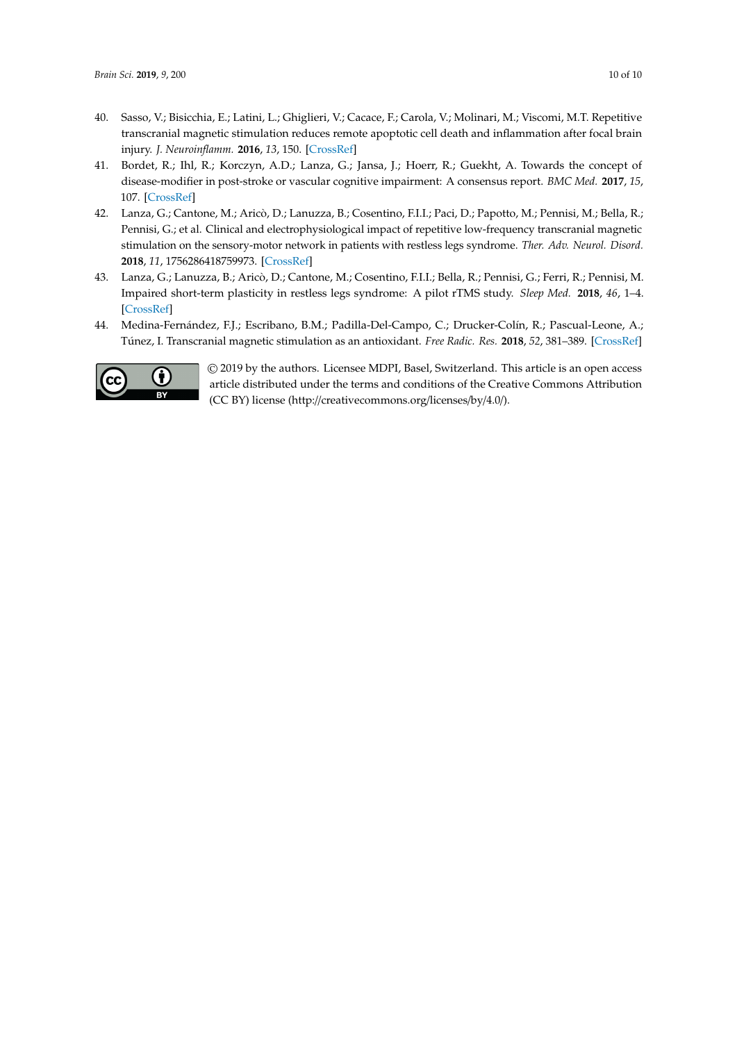40. Sasso, V.; Bisicchia, E.; Latini, L.; Ghiglieri, V.; Cacace, F.; Carola, V.; Molinari, M.; Viscomi, M.T. Repetitive transcranial magnetic stimulation reduces remote apoptotic cell death and inflammation after focal brain injury. *J. Neuroinflamm.* **2016**, *13*, 150. [CrossRef]
41. Bordet, R.; Ihl, R.; Korczyn, A.D.; Lanza, G.; Jansa, J.; Hoerr, R.; Guekht, A. Towards the concept of disease-modifier in post-stroke or vascular cognitive impairment: A consensus report. *BMC Med.* **2017**, *15*, 107. [CrossRef]
42. Lanza, G.; Cantone, M.; Aricò, D.; Lanuzza, B.; Cosentino, F.I.I.; Paci, D.; Papotto, M.; Pennisi, M.; Bella, R.; Pennisi, G.; et al. Clinical and electrophysiological impact of repetitive low-frequency transcranial magnetic stimulation on the sensory-motor network in patients with restless legs syndrome. *Ther. Adv. Neurol. Disord.* **2018**, *11*, 1756286418759973. [CrossRef]
43. Lanza, G.; Lanuzza, B.; Aricò, D.; Cantone, M.; Cosentino, F.I.I.; Bella, R.; Pennisi, G.; Ferri, R.; Pennisi, M. Impaired short-term plasticity in restless legs syndrome: A pilot rTMS study. *Sleep Med.* **2018**, *46*, 1–4. [CrossRef]
44. Medina-Fernández, F.J.; Escribano, B.M.; Padilla-Del-Campo, C.; Drucker-Colín, R.; Pascual-Leone, A.; Túnez, I. Transcranial magnetic stimulation as an antioxidant. *Free Radic. Res.* **2018**, *52*, 381–389. [CrossRef]

© 2019 by the authors. Licensee MDPI, Basel, Switzerland. This article is an open access article distributed under the terms and conditions of the Creative Commons Attribution (CC BY) license (http://creativecommons.org/licenses/by/4.0/).